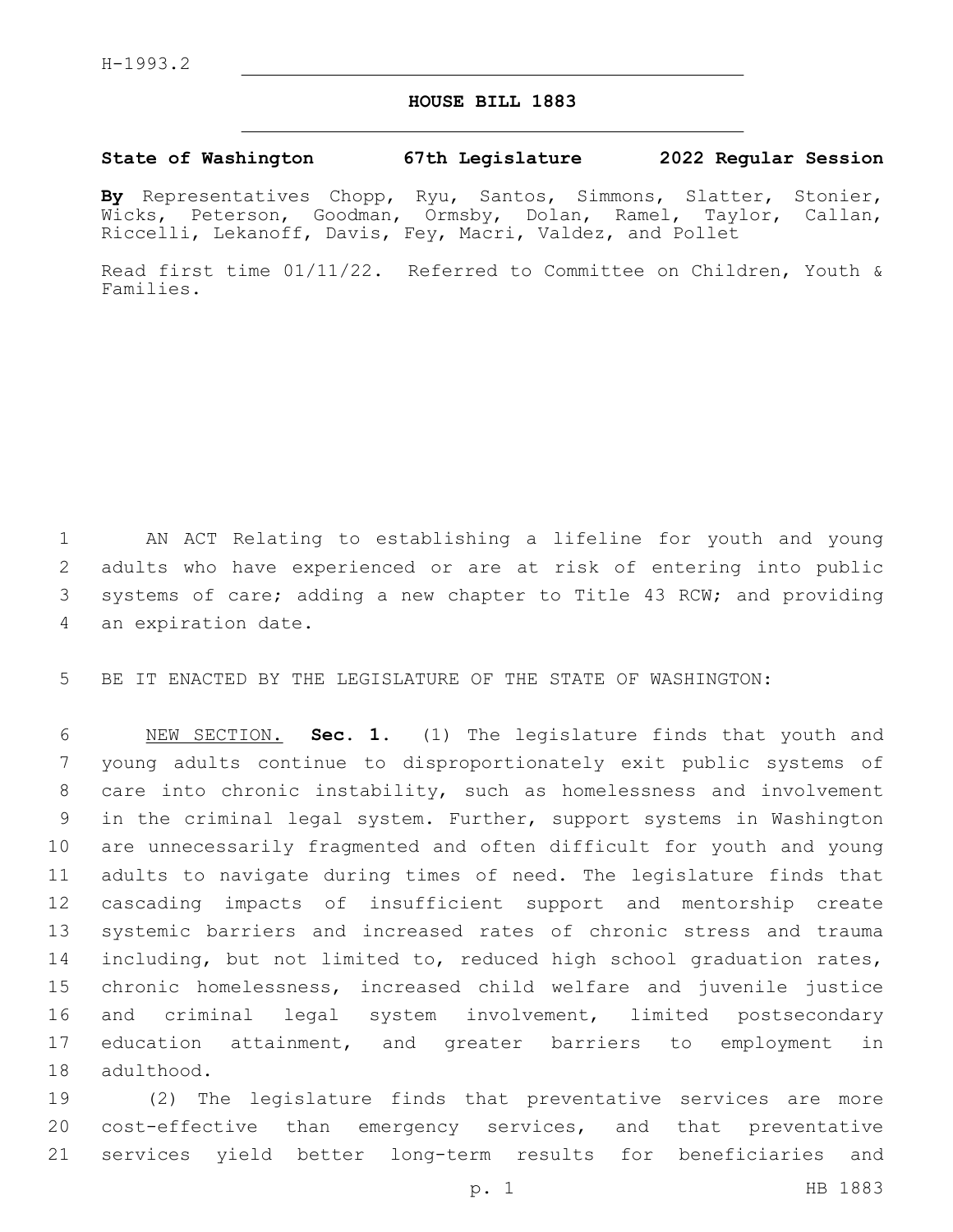H-1993.2

# HOUSE BILL 1883

**State of Washington 67th Legislature 2022 Regular Session**

**By** Representatives Chopp, Ryu, Santos, Simmons, Slatter, Stonier, Wicks, Peterson, Goodman, Ormsby, Dolan, Ramel, Taylor, Callan, Riccelli, Lekanoff, Davis, Fey, Macri, Valdez, and Pollet

Read first time 01/11/22. Referred to Committee on Children, Youth & Families.

AN ACT Relating to establishing a lifeline for youth and young adults who have experienced or are at risk of entering into public systems of care; adding a new chapter to Title 43 RCW; and providing an expiration date.

BE IT ENACTED BY THE LEGISLATURE OF THE STATE OF WASHINGTON:

NEW SECTION. **Sec. 1.** (1) The legislature finds that youth and young adults continue to disproportionately exit public systems of care into chronic instability, such as homelessness and involvement in the criminal legal system. Further, support systems in Washington are unnecessarily fragmented and often difficult for youth and young adults to navigate during times of need. The legislature finds that cascading impacts of insufficient support and mentorship create systemic barriers and increased rates of chronic stress and trauma including, but not limited to, reduced high school graduation rates, chronic homelessness, increased child welfare and juvenile justice and criminal legal system involvement, limited postsecondary education attainment, and greater barriers to employment in adulthood.

(2) The legislature finds that preventative services are more cost-effective than emergency services, and that preventative services yield better long-term results for beneficiaries and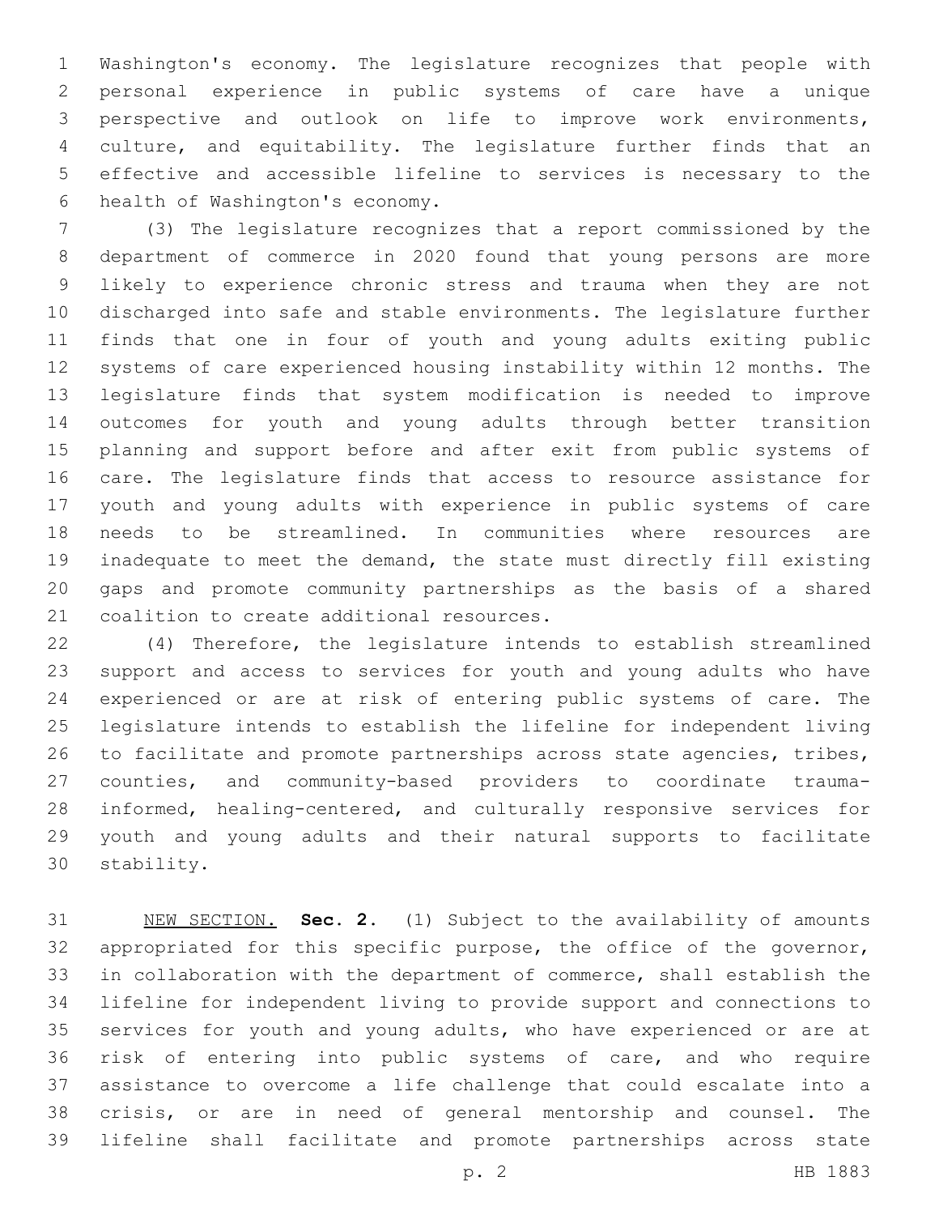Washington's economy. The legislature recognizes that people with personal experience in public systems of care have a unique perspective and outlook on life to improve work environments, culture, and equitability. The legislature further finds that an effective and accessible lifeline to services is necessary to the health of Washington's economy.

(3) The legislature recognizes that a report commissioned by the department of commerce in 2020 found that young persons are more likely to experience chronic stress and trauma when they are not discharged into safe and stable environments. The legislature further finds that one in four of youth and young adults exiting public systems of care experienced housing instability within 12 months. The legislature finds that system modification is needed to improve outcomes for youth and young adults through better transition planning and support before and after exit from public systems of care. The legislature finds that access to resource assistance for youth and young adults with experience in public systems of care needs to be streamlined. In communities where resources are inadequate to meet the demand, the state must directly fill existing gaps and promote community partnerships as the basis of a shared coalition to create additional resources.

(4) Therefore, the legislature intends to establish streamlined support and access to services for youth and young adults who have experienced or are at risk of entering public systems of care. The legislature intends to establish the lifeline for independent living to facilitate and promote partnerships across state agencies, tribes, counties, and community-based providers to coordinate trauma-informed, healing-centered, and culturally responsive services for youth and young adults and their natural supports to facilitate stability.

NEW SECTION. **Sec. 2.** (1) Subject to the availability of amounts appropriated for this specific purpose, the office of the governor, in collaboration with the department of commerce, shall establish the lifeline for independent living to provide support and connections to services for youth and young adults, who have experienced or are at risk of entering into public systems of care, and who require assistance to overcome a life challenge that could escalate into a crisis, or are in need of general mentorship and counsel. The lifeline shall facilitate and promote partnerships across state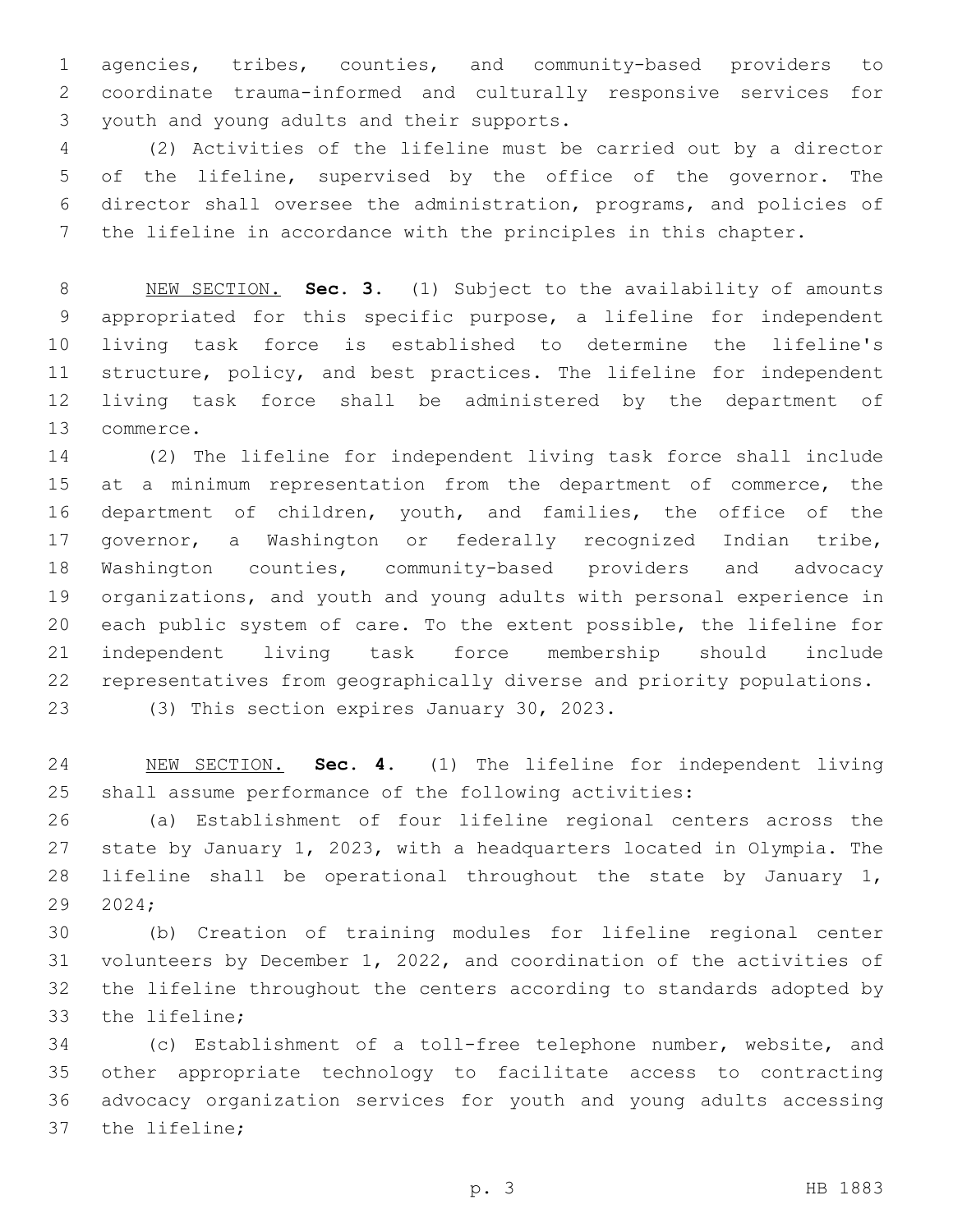agencies, tribes, counties, and community-based providers to coordinate trauma-informed and culturally responsive services for youth and young adults and their supports.

(2) Activities of the lifeline must be carried out by a director of the lifeline, supervised by the office of the governor. The director shall oversee the administration, programs, and policies of the lifeline in accordance with the principles in this chapter.

NEW SECTION. **Sec. 3.** (1) Subject to the availability of amounts appropriated for this specific purpose, a lifeline for independent living task force is established to determine the lifeline's structure, policy, and best practices. The lifeline for independent living task force shall be administered by the department of commerce.

(2) The lifeline for independent living task force shall include at a minimum representation from the department of commerce, the department of children, youth, and families, the office of the governor, a Washington or federally recognized Indian tribe, Washington counties, community-based providers and advocacy organizations, and youth and young adults with personal experience in each public system of care. To the extent possible, the lifeline for independent living task force membership should include representatives from geographically diverse and priority populations.

(3) This section expires January 30, 2023.

NEW SECTION. **Sec. 4.** (1) The lifeline for independent living shall assume performance of the following activities:

(a) Establishment of four lifeline regional centers across the state by January 1, 2023, with a headquarters located in Olympia. The lifeline shall be operational throughout the state by January 1, 2024;

(b) Creation of training modules for lifeline regional center volunteers by December 1, 2022, and coordination of the activities of the lifeline throughout the centers according to standards adopted by the lifeline;

(c) Establishment of a toll-free telephone number, website, and other appropriate technology to facilitate access to contracting advocacy organization services for youth and young adults accessing the lifeline;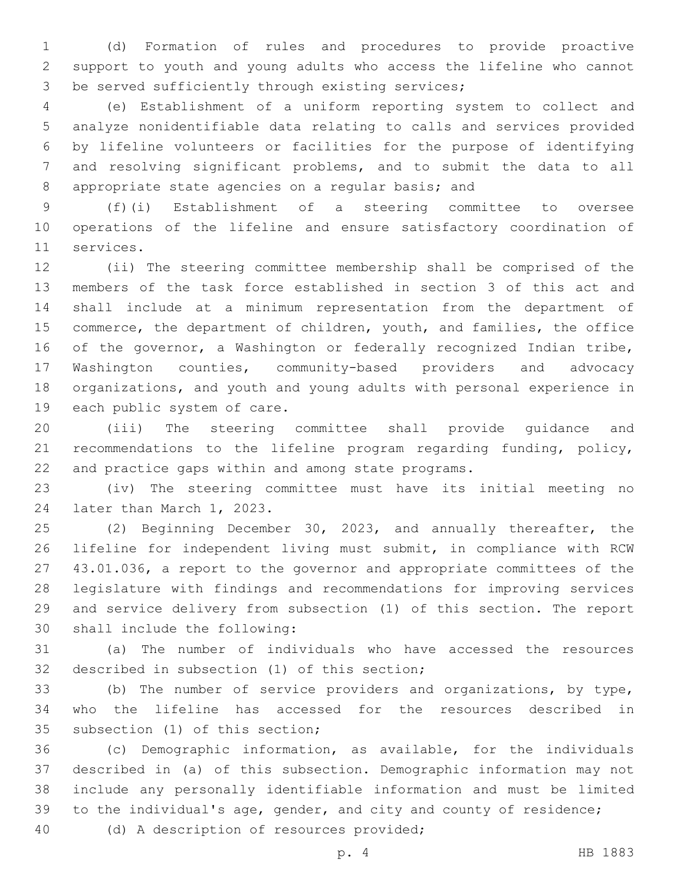(d) Formation of rules and procedures to provide proactive support to youth and young adults who access the lifeline who cannot be served sufficiently through existing services;

(e) Establishment of a uniform reporting system to collect and analyze nonidentifiable data relating to calls and services provided by lifeline volunteers or facilities for the purpose of identifying and resolving significant problems, and to submit the data to all appropriate state agencies on a regular basis; and

(f)(i) Establishment of a steering committee to oversee operations of the lifeline and ensure satisfactory coordination of services.

(ii) The steering committee membership shall be comprised of the members of the task force established in section 3 of this act and shall include at a minimum representation from the department of commerce, the department of children, youth, and families, the office of the governor, a Washington or federally recognized Indian tribe, Washington counties, community-based providers and advocacy organizations, and youth and young adults with personal experience in each public system of care.

(iii) The steering committee shall provide guidance and recommendations to the lifeline program regarding funding, policy, and practice gaps within and among state programs.

(iv) The steering committee must have its initial meeting no later than March 1, 2023.

(2) Beginning December 30, 2023, and annually thereafter, the lifeline for independent living must submit, in compliance with RCW 43.01.036, a report to the governor and appropriate committees of the legislature with findings and recommendations for improving services and service delivery from subsection (1) of this section. The report shall include the following:

(a) The number of individuals who have accessed the resources described in subsection (1) of this section;

(b) The number of service providers and organizations, by type, who the lifeline has accessed for the resources described in subsection (1) of this section;

(c) Demographic information, as available, for the individuals described in (a) of this subsection. Demographic information may not include any personally identifiable information and must be limited to the individual's age, gender, and city and county of residence;

(d) A description of resources provided;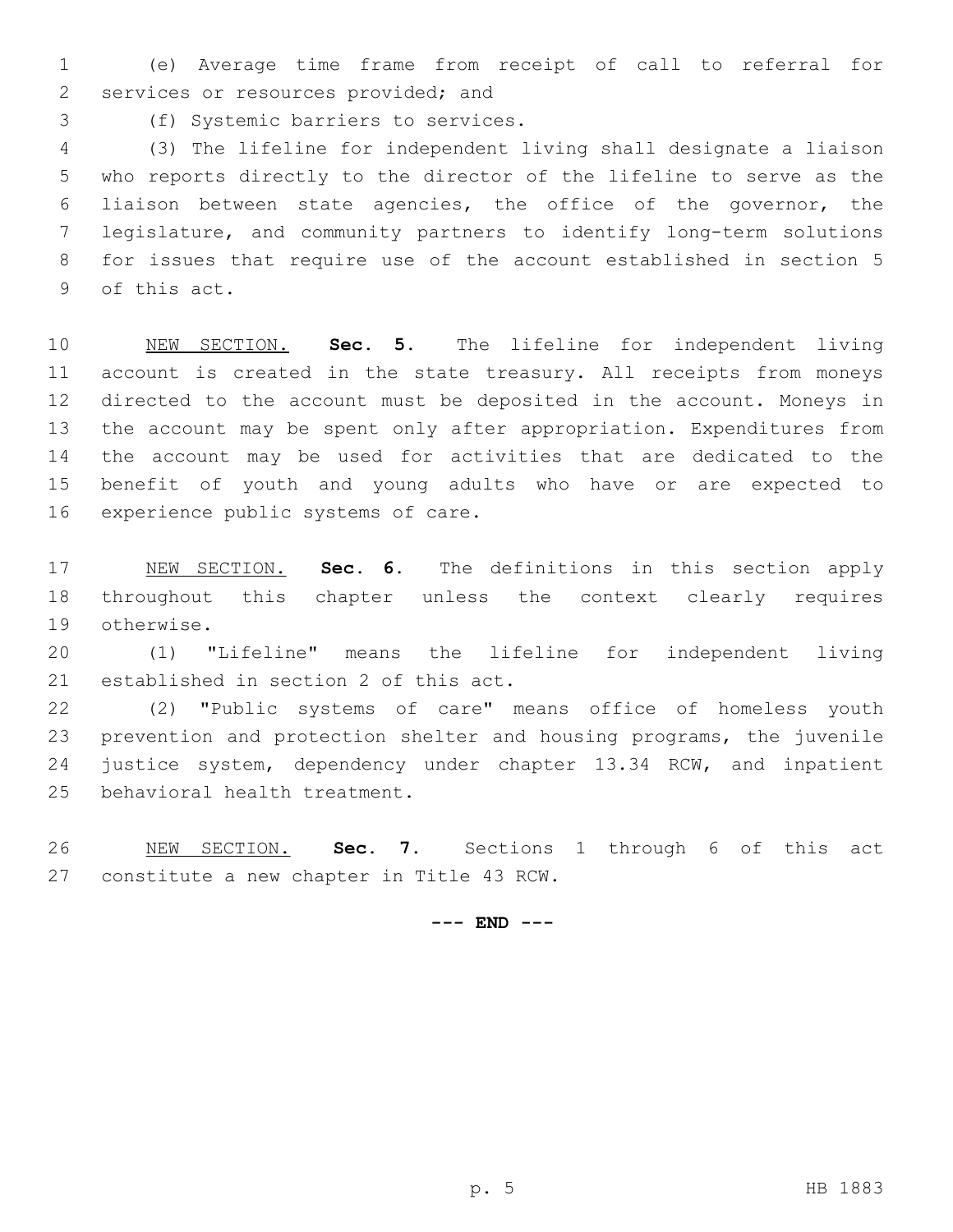(e) Average time frame from receipt of call to referral for services or resources provided; and

(f) Systemic barriers to services.

(3) The lifeline for independent living shall designate a liaison who reports directly to the director of the lifeline to serve as the liaison between state agencies, the office of the governor, the legislature, and community partners to identify long-term solutions for issues that require use of the account established in section 5 of this act.

NEW SECTION. **Sec. 5.** The lifeline for independent living account is created in the state treasury. All receipts from moneys directed to the account must be deposited in the account. Moneys in the account may be spent only after appropriation. Expenditures from the account may be used for activities that are dedicated to the benefit of youth and young adults who have or are expected to experience public systems of care.

NEW SECTION. **Sec. 6.** The definitions in this section apply throughout this chapter unless the context clearly requires otherwise.

(1) "Lifeline" means the lifeline for independent living established in section 2 of this act.

(2) "Public systems of care" means office of homeless youth prevention and protection shelter and housing programs, the juvenile justice system, dependency under chapter 13.34 RCW, and inpatient behavioral health treatment.

NEW SECTION. **Sec. 7.** Sections 1 through 6 of this act constitute a new chapter in Title 43 RCW.

**--- END ---**